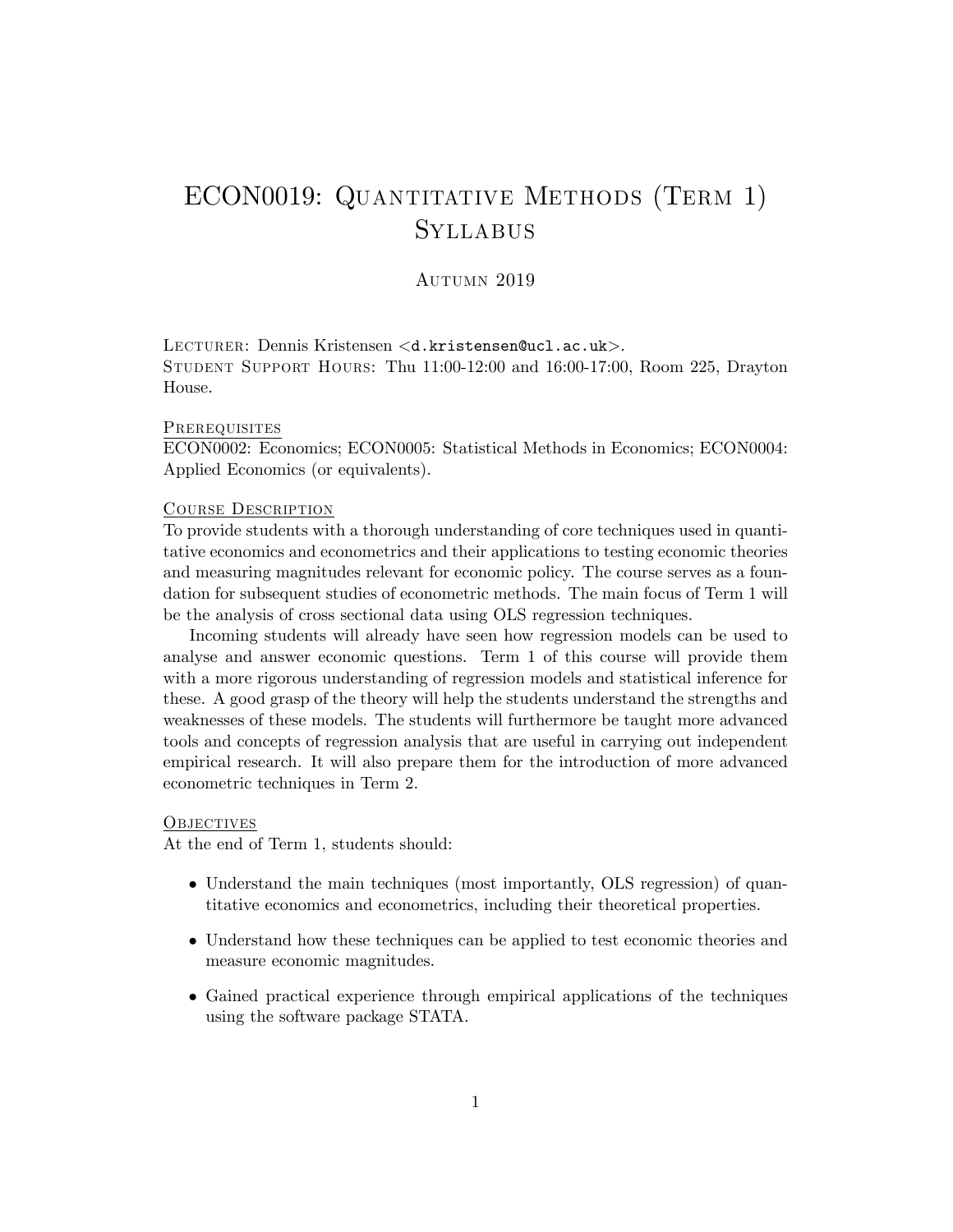# ECON0019: Quantitative Methods (Term 1) Syllabus

Autumn 2019

Lecturer: Dennis Kristensen <d.kristensen@ucl.ac.uk>.
Student Support Hours: Thu 11:00-12:00 and 16:00-17:00, Room 225, Drayton House.

## Prerequisites

ECON0002: Economics; ECON0005: Statistical Methods in Economics; ECON0004: Applied Economics (or equivalents).

## Course Description

To provide students with a thorough understanding of core techniques used in quantitative economics and econometrics and their applications to testing economic theories and measuring magnitudes relevant for economic policy. The course serves as a foundation for subsequent studies of econometric methods. The main focus of Term 1 will be the analysis of cross sectional data using OLS regression techniques.

Incoming students will already have seen how regression models can be used to analyse and answer economic questions. Term 1 of this course will provide them with a more rigorous understanding of regression models and statistical inference for these. A good grasp of the theory will help the students understand the strengths and weaknesses of these models. The students will furthermore be taught more advanced tools and concepts of regression analysis that are useful in carrying out independent empirical research. It will also prepare them for the introduction of more advanced econometric techniques in Term 2.

## Objectives

At the end of Term 1, students should:

- Understand the main techniques (most importantly, OLS regression) of quantitative economics and econometrics, including their theoretical properties.
- Understand how these techniques can be applied to test economic theories and measure economic magnitudes.
- Gained practical experience through empirical applications of the techniques using the software package STATA.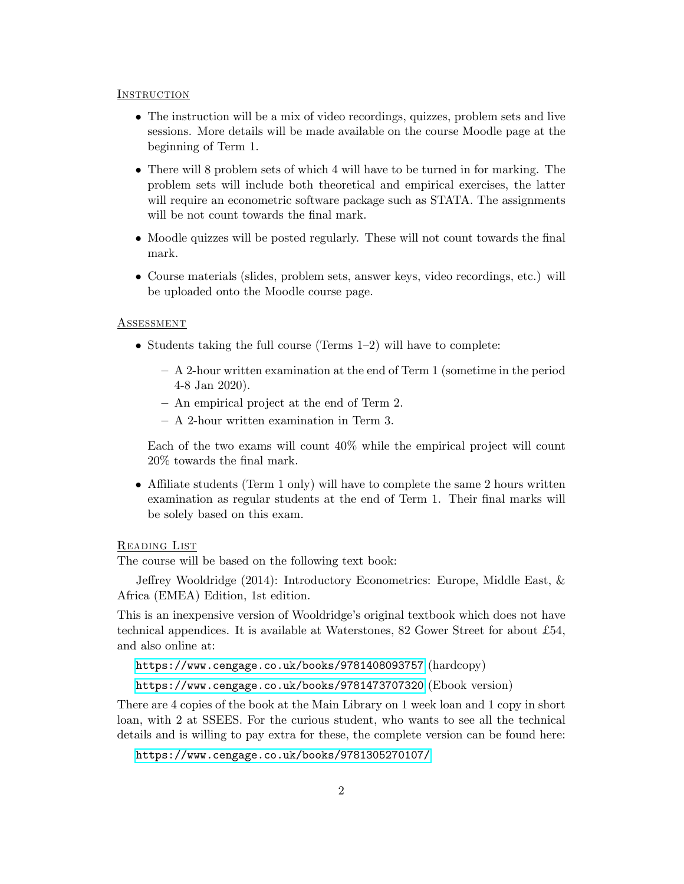## Instruction

- The instruction will be a mix of video recordings, quizzes, problem sets and live sessions. More details will be made available on the course Moodle page at the beginning of Term 1.
- There will 8 problem sets of which 4 will have to be turned in for marking. The problem sets will include both theoretical and empirical exercises, the latter will require an econometric software package such as STATA. The assignments will be not count towards the final mark.
- Moodle quizzes will be posted regularly. These will not count towards the final mark.
- Course materials (slides, problem sets, answer keys, video recordings, etc.) will be uploaded onto the Moodle course page.

## Assessment

- Students taking the full course (Terms 1–2) will have to complete:
  - A 2-hour written examination at the end of Term 1 (sometime in the period 4-8 Jan 2020).
  - An empirical project at the end of Term 2.
  - A 2-hour written examination in Term 3.

  Each of the two exams will count 40% while the empirical project will count 20% towards the final mark.
- Affiliate students (Term 1 only) will have to complete the same 2 hours written examination as regular students at the end of Term 1. Their final marks will be solely based on this exam.

## Reading List

The course will be based on the following text book:

Jeffrey Wooldridge (2014): Introductory Econometrics: Europe, Middle East, & Africa (EMEA) Edition, 1st edition.

This is an inexpensive version of Wooldridge's original textbook which does not have technical appendices. It is available at Waterstones, 82 Gower Street for about £54, and also online at:

https://www.cengage.co.uk/books/9781408093757 (hardcopy)

https://www.cengage.co.uk/books/9781473707320 (Ebook version)

There are 4 copies of the book at the Main Library on 1 week loan and 1 copy in short loan, with 2 at SSEES. For the curious student, who wants to see all the technical details and is willing to pay extra for these, the complete version can be found here:

https://www.cengage.co.uk/books/9781305270107/